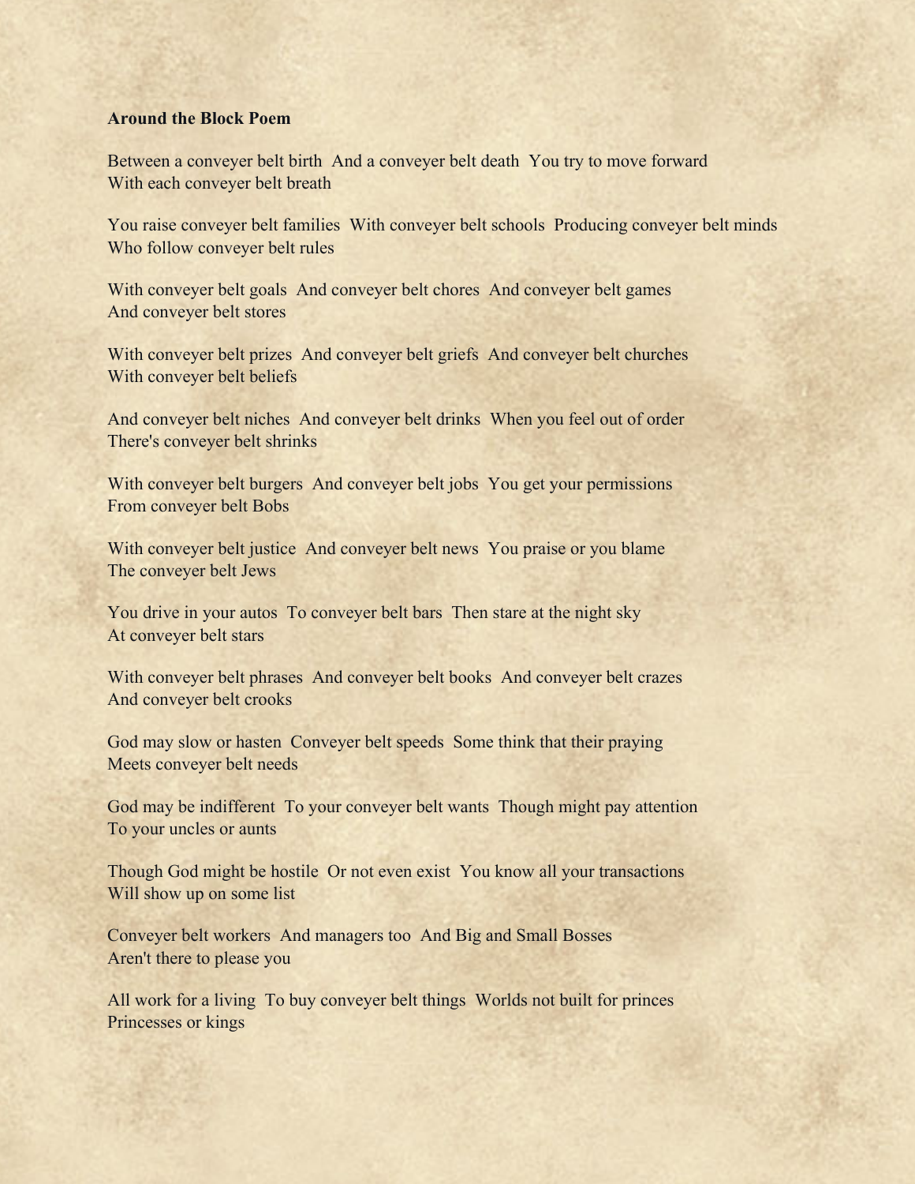**Around the Block Poem**

Between a conveyer belt birth  And a conveyer belt death  You try to move forward
With each conveyer belt breath

You raise conveyer belt families  With conveyer belt schools  Producing conveyer belt minds
Who follow conveyer belt rules

With conveyer belt goals  And conveyer belt chores  And conveyer belt games
And conveyer belt stores

With conveyer belt prizes  And conveyer belt griefs  And conveyer belt churches
With conveyer belt beliefs

And conveyer belt niches  And conveyer belt drinks  When you feel out of order
There's conveyer belt shrinks

With conveyer belt burgers  And conveyer belt jobs  You get your permissions
From conveyer belt Bobs

With conveyer belt justice  And conveyer belt news  You praise or you blame
The conveyer belt Jews

You drive in your autos  To conveyer belt bars  Then stare at the night sky
At conveyer belt stars

With conveyer belt phrases  And conveyer belt books  And conveyer belt crazes
And conveyer belt crooks

God may slow or hasten  Conveyer belt speeds  Some think that their praying
Meets conveyer belt needs

God may be indifferent  To your conveyer belt wants  Though might pay attention
To your uncles or aunts

Though God might be hostile  Or not even exist  You know all your transactions
Will show up on some list

Conveyer belt workers  And managers too  And Big and Small Bosses
Aren't there to please you

All work for a living  To buy conveyer belt things  Worlds not built for princes
Princesses or kings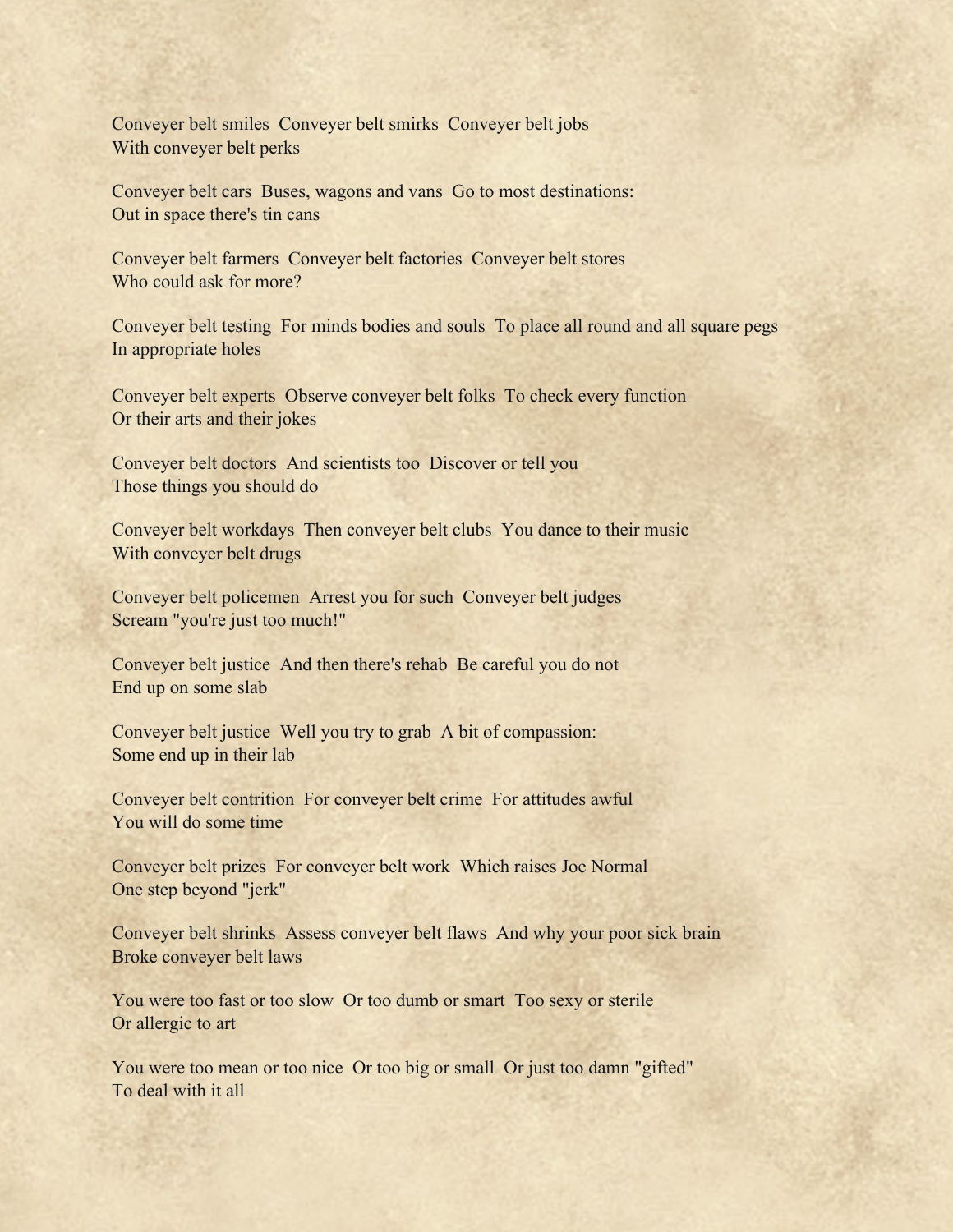Conveyer belt smiles  Conveyer belt smirks  Conveyer belt jobs
With conveyer belt perks

Conveyer belt cars  Buses, wagons and vans  Go to most destinations:
Out in space there's tin cans

Conveyer belt farmers  Conveyer belt factories  Conveyer belt stores
Who could ask for more?

Conveyer belt testing  For minds bodies and souls  To place all round and all square pegs
In appropriate holes

Conveyer belt experts  Observe conveyer belt folks  To check every function
Or their arts and their jokes

Conveyer belt doctors  And scientists too  Discover or tell you
Those things you should do

Conveyer belt workdays  Then conveyer belt clubs  You dance to their music
With conveyer belt drugs

Conveyer belt policemen  Arrest you for such  Conveyer belt judges
Scream "you're just too much!"

Conveyer belt justice  And then there's rehab  Be careful you do not
End up on some slab

Conveyer belt justice  Well you try to grab  A bit of compassion:
Some end up in their lab

Conveyer belt contrition  For conveyer belt crime  For attitudes awful
You will do some time

Conveyer belt prizes  For conveyer belt work  Which raises Joe Normal
One step beyond "jerk"

Conveyer belt shrinks  Assess conveyer belt flaws  And why your poor sick brain
Broke conveyer belt laws

You were too fast or too slow  Or too dumb or smart  Too sexy or sterile
Or allergic to art

You were too mean or too nice  Or too big or small  Or just too damn "gifted"
To deal with it all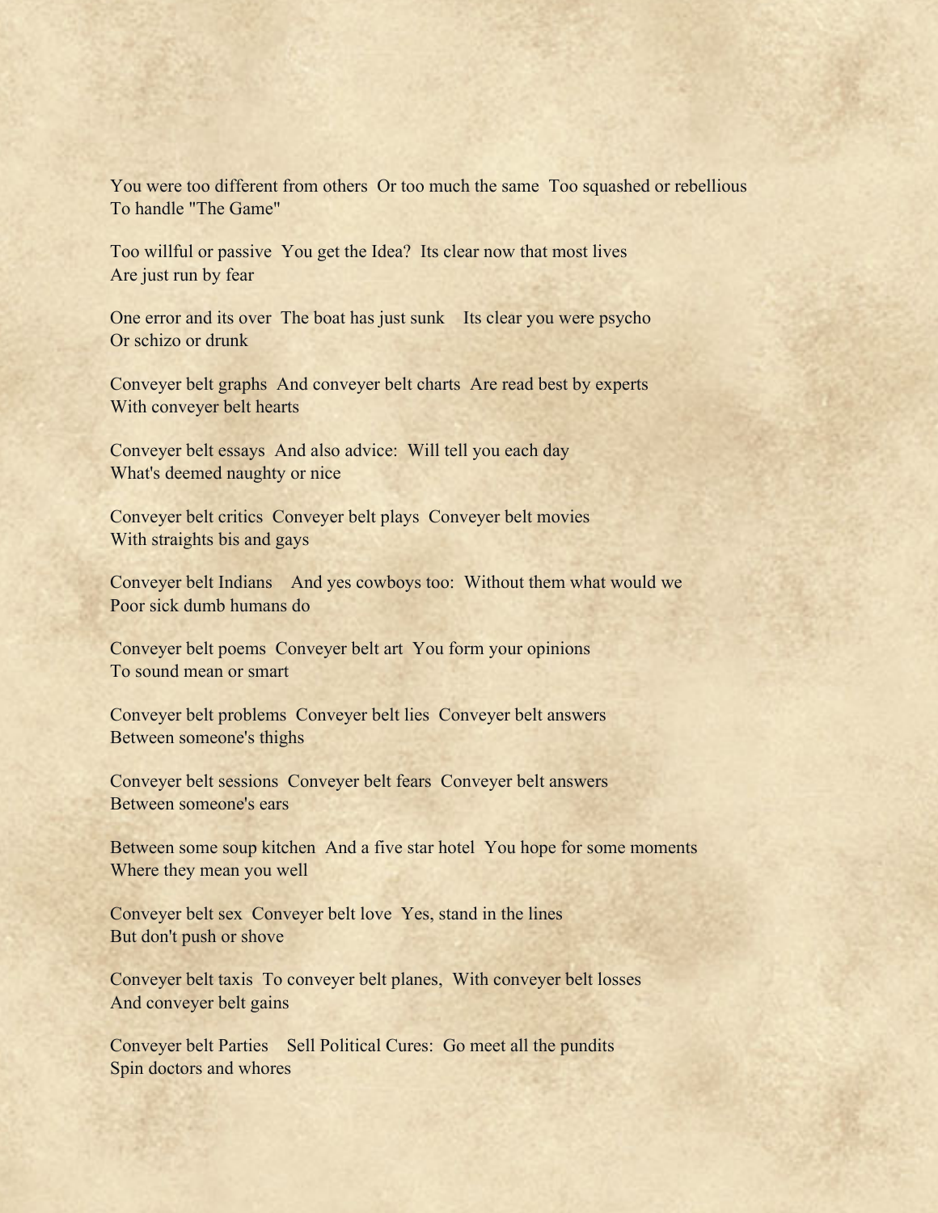You were too different from others  Or too much the same  Too squashed or rebellious  
To handle "The Game"

Too willful or passive  You get the Idea?  Its clear now that most lives  
Are just run by fear

One error and its over  The boat has just sunk    Its clear you were psycho  
Or schizo or drunk

Conveyer belt graphs  And conveyer belt charts  Are read best by experts  
With conveyer belt hearts

Conveyer belt essays  And also advice:  Will tell you each day  
What's deemed naughty or nice

Conveyer belt critics  Conveyer belt plays  Conveyer belt movies  
With straights bis and gays

Conveyer belt Indians    And yes cowboys too:  Without them what would we  
Poor sick dumb humans do

Conveyer belt poems  Conveyer belt art  You form your opinions  
To sound mean or smart

Conveyer belt problems  Conveyer belt lies  Conveyer belt answers  
Between someone's thighs

Conveyer belt sessions  Conveyer belt fears  Conveyer belt answers  
Between someone's ears

Between some soup kitchen  And a five star hotel  You hope for some moments  
Where they mean you well

Conveyer belt sex  Conveyer belt love  Yes, stand in the lines  
But don't push or shove

Conveyer belt taxis  To conveyer belt planes,  With conveyer belt losses  
And conveyer belt gains

Conveyer belt Parties    Sell Political Cures:  Go meet all the pundits  
Spin doctors and whores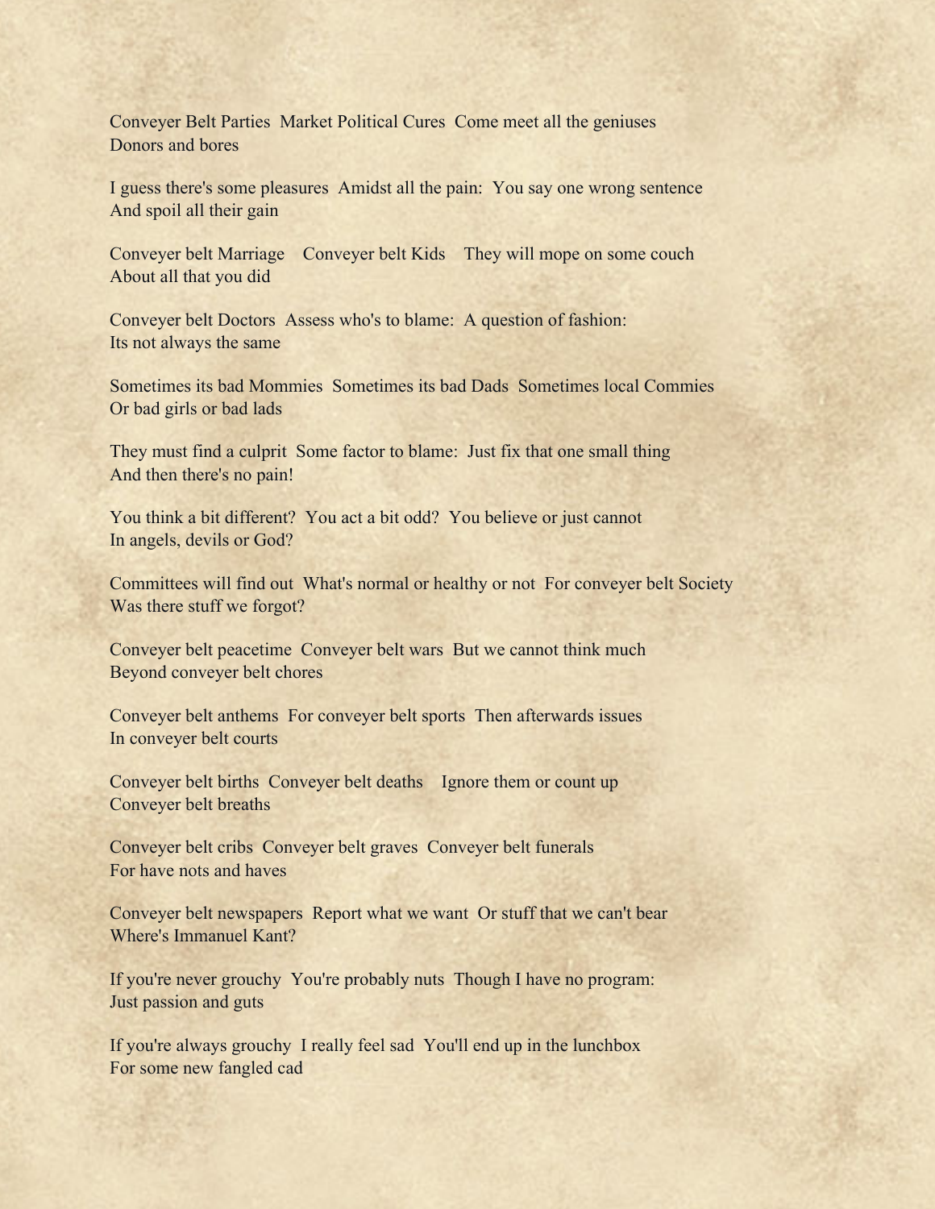Conveyer Belt Parties  Market Political Cures  Come meet all the geniuses
Donors and bores

I guess there's some pleasures  Amidst all the pain:  You say one wrong sentence
And spoil all their gain

Conveyer belt Marriage    Conveyer belt Kids    They will mope on some couch
About all that you did

Conveyer belt Doctors  Assess who's to blame:  A question of fashion:
Its not always the same

Sometimes its bad Mommies  Sometimes its bad Dads  Sometimes local Commies
Or bad girls or bad lads

They must find a culprit  Some factor to blame:  Just fix that one small thing
And then there's no pain!

You think a bit different?  You act a bit odd?  You believe or just cannot
In angels, devils or God?

Committees will find out  What's normal or healthy or not  For conveyer belt Society
Was there stuff we forgot?

Conveyer belt peacetime  Conveyer belt wars  But we cannot think much
Beyond conveyer belt chores

Conveyer belt anthems  For conveyer belt sports  Then afterwards issues
In conveyer belt courts

Conveyer belt births  Conveyer belt deaths    Ignore them or count up
Conveyer belt breaths

Conveyer belt cribs  Conveyer belt graves  Conveyer belt funerals
For have nots and haves

Conveyer belt newspapers  Report what we want  Or stuff that we can't bear
Where's Immanuel Kant?

If you're never grouchy  You're probably nuts  Though I have no program:
Just passion and guts

If you're always grouchy  I really feel sad  You'll end up in the lunchbox
For some new fangled cad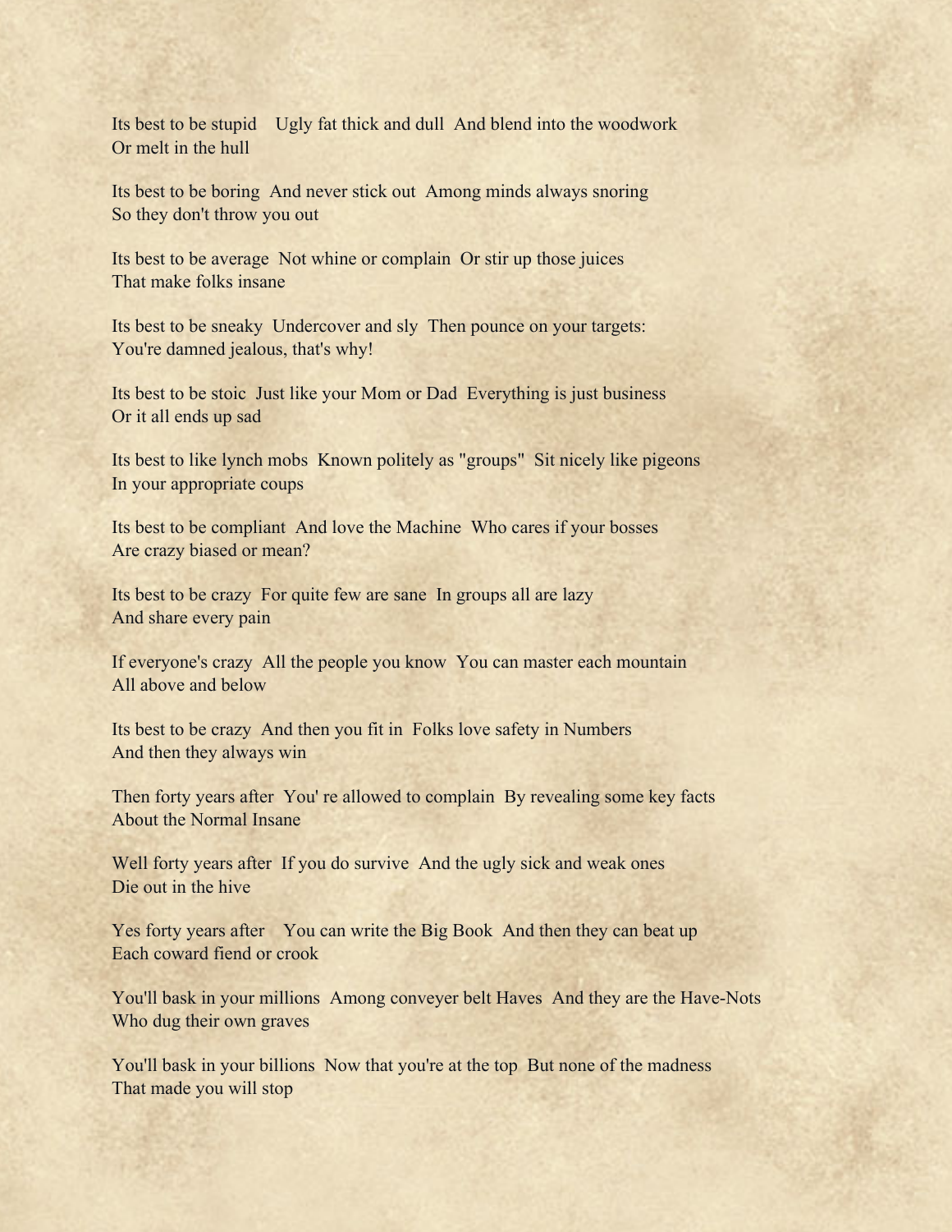Its best to be stupid    Ugly fat thick and dull  And blend into the woodwork
Or melt in the hull

Its best to be boring  And never stick out  Among minds always snoring
So they don't throw you out

Its best to be average  Not whine or complain  Or stir up those juices
That make folks insane

Its best to be sneaky  Undercover and sly  Then pounce on your targets:
You're damned jealous, that's why!

Its best to be stoic  Just like your Mom or Dad  Everything is just business
Or it all ends up sad

Its best to like lynch mobs  Known politely as "groups"  Sit nicely like pigeons
In your appropriate coups

Its best to be compliant  And love the Machine  Who cares if your bosses
Are crazy biased or mean?

Its best to be crazy  For quite few are sane  In groups all are lazy
And share every pain

If everyone's crazy  All the people you know  You can master each mountain
All above and below

Its best to be crazy  And then you fit in  Folks love safety in Numbers
And then they always win

Then forty years after  You' re allowed to complain  By revealing some key facts
About the Normal Insane

Well forty years after  If you do survive  And the ugly sick and weak ones
Die out in the hive

Yes forty years after    You can write the Big Book  And then they can beat up
Each coward fiend or crook

You'll bask in your millions  Among conveyer belt Haves  And they are the Have-Nots
Who dug their own graves

You'll bask in your billions  Now that you're at the top  But none of the madness
That made you will stop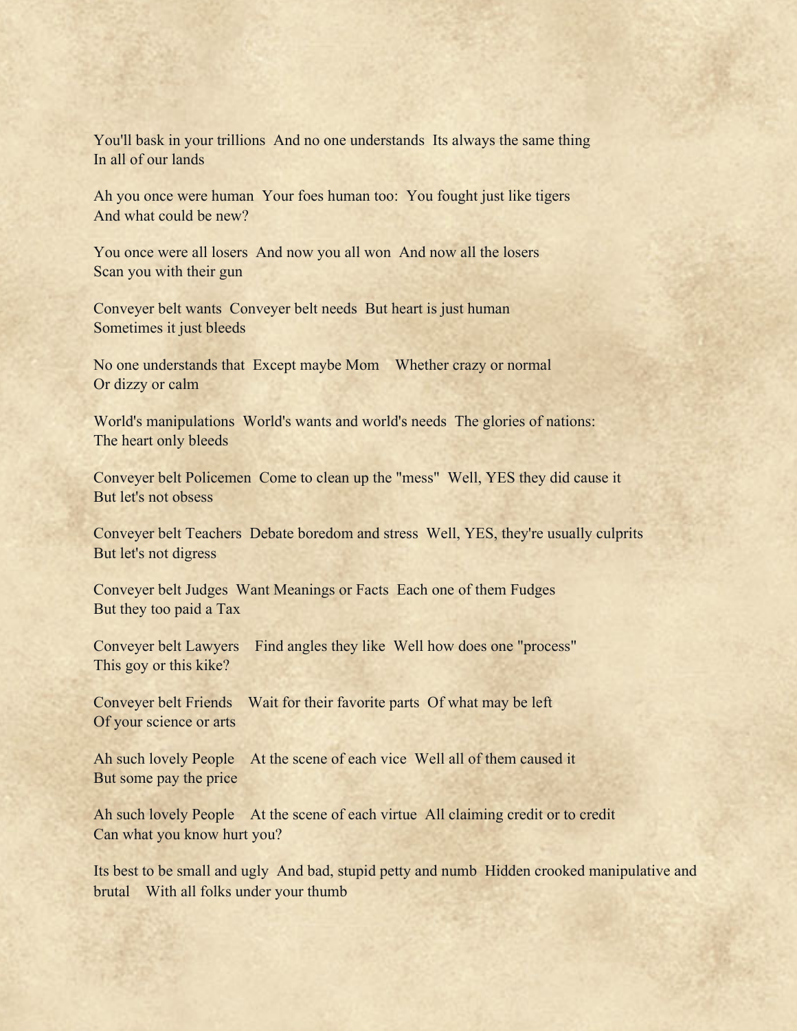You'll bask in your trillions  And no one understands  Its always the same thing
In all of our lands

Ah you once were human  Your foes human too:  You fought just like tigers
And what could be new?

You once were all losers  And now you all won  And now all the losers
Scan you with their gun

Conveyer belt wants  Conveyer belt needs  But heart is just human
Sometimes it just bleeds

No one understands that  Except maybe Mom    Whether crazy or normal
Or dizzy or calm

World's manipulations  World's wants and world's needs  The glories of nations:
The heart only bleeds

Conveyer belt Policemen  Come to clean up the "mess"  Well, YES they did cause it
But let's not obsess

Conveyer belt Teachers  Debate boredom and stress  Well, YES, they're usually culprits
But let's not digress

Conveyer belt Judges  Want Meanings or Facts  Each one of them Fudges
But they too paid a Tax

Conveyer belt Lawyers    Find angles they like  Well how does one "process"
This goy or this kike?

Conveyer belt Friends    Wait for their favorite parts  Of what may be left
Of your science or arts

Ah such lovely People    At the scene of each vice  Well all of them caused it
But some pay the price

Ah such lovely People    At the scene of each virtue  All claiming credit or to credit
Can what you know hurt you?

Its best to be small and ugly  And bad, stupid petty and numb  Hidden crooked manipulative and brutal    With all folks under your thumb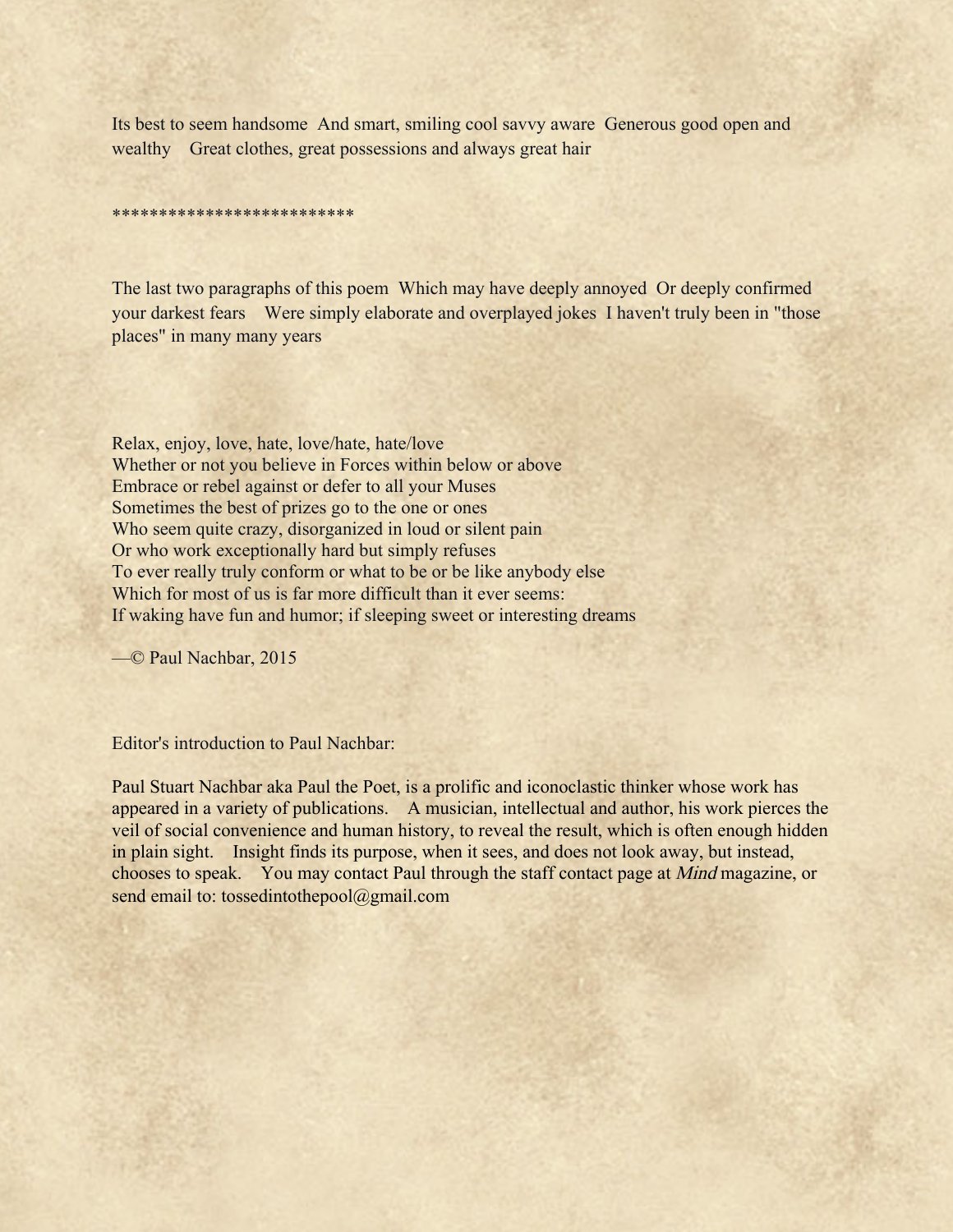Its best to seem handsome  And smart, smiling cool savvy aware  Generous good open and wealthy    Great clothes, great possessions and always great hair

*************************

The last two paragraphs of this poem  Which may have deeply annoyed  Or deeply confirmed your darkest fears    Were simply elaborate and overplayed jokes  I haven't truly been in "those places" in many many years

Relax, enjoy, love, hate, love/hate, hate/love  
Whether or not you believe in Forces within below or above  
Embrace or rebel against or defer to all your Muses  
Sometimes the best of prizes go to the one or ones  
Who seem quite crazy, disorganized in loud or silent pain  
Or who work exceptionally hard but simply refuses  
To ever really truly conform or what to be or be like anybody else  
Which for most of us is far more difficult than it ever seems:  
If waking have fun and humor; if sleeping sweet or interesting dreams

—© Paul Nachbar, 2015

Editor's introduction to Paul Nachbar:

Paul Stuart Nachbar aka Paul the Poet, is a prolific and iconoclastic thinker whose work has appeared in a variety of publications.   A musician, intellectual and author, his work pierces the veil of social convenience and human history, to reveal the result, which is often enough hidden in plain sight.   Insight finds its purpose, when it sees, and does not look away, but instead, chooses to speak.   You may contact Paul through the staff contact page at *Mind* magazine, or send email to: tossedintothepool@gmail.com